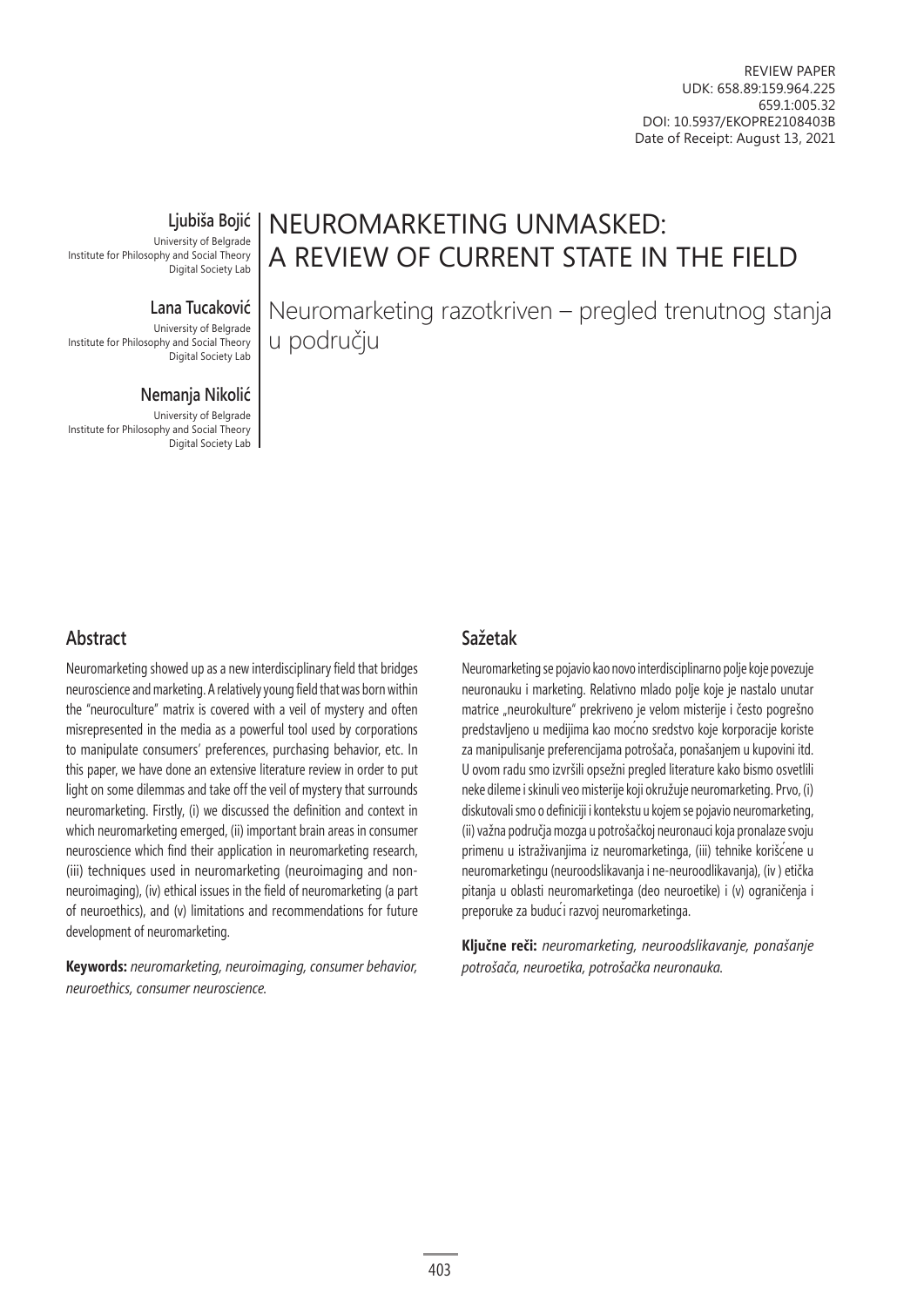REVIEW PAPER
UDK: 658.89:159.964.225
659.1:005.32
DOI: 10.5937/EKOPRE2108403B
Date of Receipt: August 13, 2021

**Ljubiša Bojić**
University of Belgrade
Institute for Philosophy and Social Theory
Digital Society Lab

**Lana Tucaković**
University of Belgrade
Institute for Philosophy and Social Theory
Digital Society Lab

**Nemanja Nikolić**
University of Belgrade
Institute for Philosophy and Social Theory
Digital Society Lab

# NEUROMARKETING UNMASKED: A REVIEW OF CURRENT STATE IN THE FIELD

Neuromarketing razotkriven – pregled trenutnog stanja u području

## Abstract

Neuromarketing showed up as a new interdisciplinary field that bridges neuroscience and marketing. A relatively young field that was born within the "neuroculture" matrix is covered with a veil of mystery and often misrepresented in the media as a powerful tool used by corporations to manipulate consumers' preferences, purchasing behavior, etc. In this paper, we have done an extensive literature review in order to put light on some dilemmas and take off the veil of mystery that surrounds neuromarketing. Firstly, (i) we discussed the definition and context in which neuromarketing emerged, (ii) important brain areas in consumer neuroscience which find their application in neuromarketing research, (iii) techniques used in neuromarketing (neuroimaging and non-neuroimaging), (iv) ethical issues in the field of neuromarketing (a part of neuroethics), and (v) limitations and recommendations for future development of neuromarketing.

**Keywords:** *neuromarketing, neuroimaging, consumer behavior, neuroethics, consumer neuroscience.*

## Sažetak

Neuromarketing se pojavio kao novo interdisciplinarno polje koje povezuje neuronauku i marketing. Relativno mlado polje koje je nastalo unutar matrice „neurokulture" prekriveno je velom misterije i često pogrešno predstavljeno u medijima kao moćno sredstvo koje korporacije koriste za manipulisanje preferencijama potrošača, ponašanjem u kupovini itd. U ovom radu smo izvršili opsežni pregled literature kako bismo osvetlili neke dileme i skinuli veo misterije koji okružuje neuromarketing. Prvo, (i) diskutovali smo o definiciji i kontekstu u kojem se pojavio neuromarketing, (ii) važna područja mozga u potrošačkoj neuronauci koja pronalaze svoju primenu u istraživanjima iz neuromarketinga, (iii) tehnike korišćene u neuromarketingu (neuroodslikavanja i ne-neuroodlikavanja), (iv ) etička pitanja u oblasti neuromarketinga (deo neuroetike) i (v) ograničenja i preporuke za budući razvoj neuromarketinga.

**Ključne reči:** *neuromarketing, neuroodslikavanje, ponašanje potrošača, neuroetika, potrošačka neuronauka.*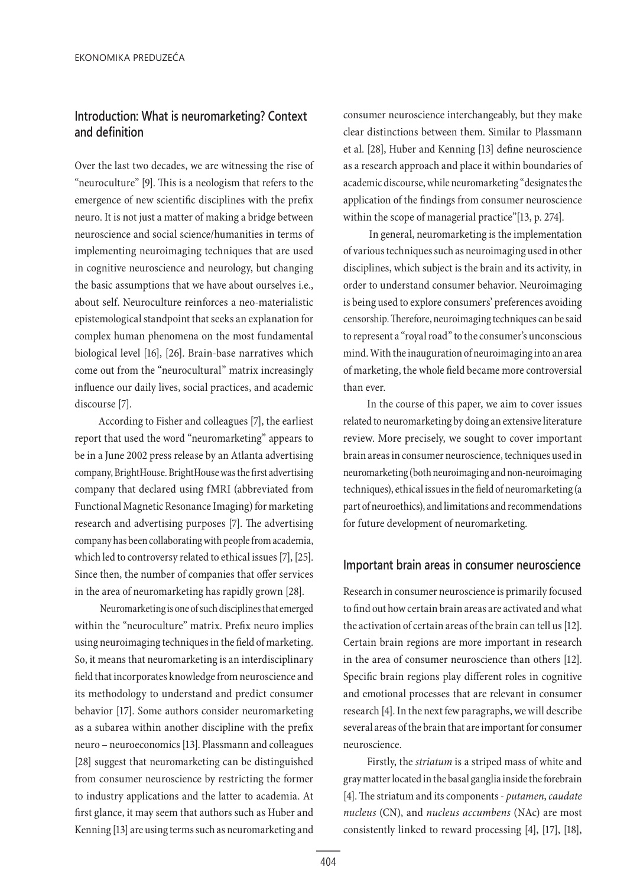## Introduction: What is neuromarketing? Context and definition

Over the last two decades, we are witnessing the rise of "neuroculture" [9]. This is a neologism that refers to the emergence of new scientific disciplines with the prefix neuro. It is not just a matter of making a bridge between neuroscience and social science/humanities in terms of implementing neuroimaging techniques that are used in cognitive neuroscience and neurology, but changing the basic assumptions that we have about ourselves i.e., about self. Neuroculture reinforces a neo-materialistic epistemological standpoint that seeks an explanation for complex human phenomena on the most fundamental biological level [16], [26]. Brain-base narratives which come out from the "neurocultural" matrix increasingly influence our daily lives, social practices, and academic discourse [7].

According to Fisher and colleagues [7], the earliest report that used the word "neuromarketing" appears to be in a June 2002 press release by an Atlanta advertising company, BrightHouse. BrightHouse was the first advertising company that declared using fMRI (abbreviated from Functional Magnetic Resonance Imaging) for marketing research and advertising purposes [7]. The advertising company has been collaborating with people from academia, which led to controversy related to ethical issues [7], [25]. Since then, the number of companies that offer services in the area of neuromarketing has rapidly grown [28].

Neuromarketing is one of such disciplines that emerged within the "neuroculture" matrix. Prefix neuro implies using neuroimaging techniques in the field of marketing. So, it means that neuromarketing is an interdisciplinary field that incorporates knowledge from neuroscience and its methodology to understand and predict consumer behavior [17]. Some authors consider neuromarketing as a subarea within another discipline with the prefix neuro – neuroeconomics [13]. Plassmann and colleagues [28] suggest that neuromarketing can be distinguished from consumer neuroscience by restricting the former to industry applications and the latter to academia. At first glance, it may seem that authors such as Huber and Kenning [13] are using terms such as neuromarketing and consumer neuroscience interchangeably, but they make clear distinctions between them. Similar to Plassmann et al. [28], Huber and Kenning [13] define neuroscience as a research approach and place it within boundaries of academic discourse, while neuromarketing "designates the application of the findings from consumer neuroscience within the scope of managerial practice"[13, p. 274].

In general, neuromarketing is the implementation of various techniques such as neuroimaging used in other disciplines, which subject is the brain and its activity, in order to understand consumer behavior. Neuroimaging is being used to explore consumers' preferences avoiding censorship. Therefore, neuroimaging techniques can be said to represent a "royal road" to the consumer's unconscious mind. With the inauguration of neuroimaging into an area of marketing, the whole field became more controversial than ever.

In the course of this paper, we aim to cover issues related to neuromarketing by doing an extensive literature review. More precisely, we sought to cover important brain areas in consumer neuroscience, techniques used in neuromarketing (both neuroimaging and non-neuroimaging techniques), ethical issues in the field of neuromarketing (a part of neuroethics), and limitations and recommendations for future development of neuromarketing.

## Important brain areas in consumer neuroscience

Research in consumer neuroscience is primarily focused to find out how certain brain areas are activated and what the activation of certain areas of the brain can tell us [12]. Certain brain regions are more important in research in the area of consumer neuroscience than others [12]. Specific brain regions play different roles in cognitive and emotional processes that are relevant in consumer research [4]. In the next few paragraphs, we will describe several areas of the brain that are important for consumer neuroscience.

Firstly, the *striatum* is a striped mass of white and gray matter located in the basal ganglia inside the forebrain [4]. The striatum and its components - *putamen*, *caudate nucleus* (CN), and *nucleus accumbens* (NAc) are most consistently linked to reward processing [4], [17], [18],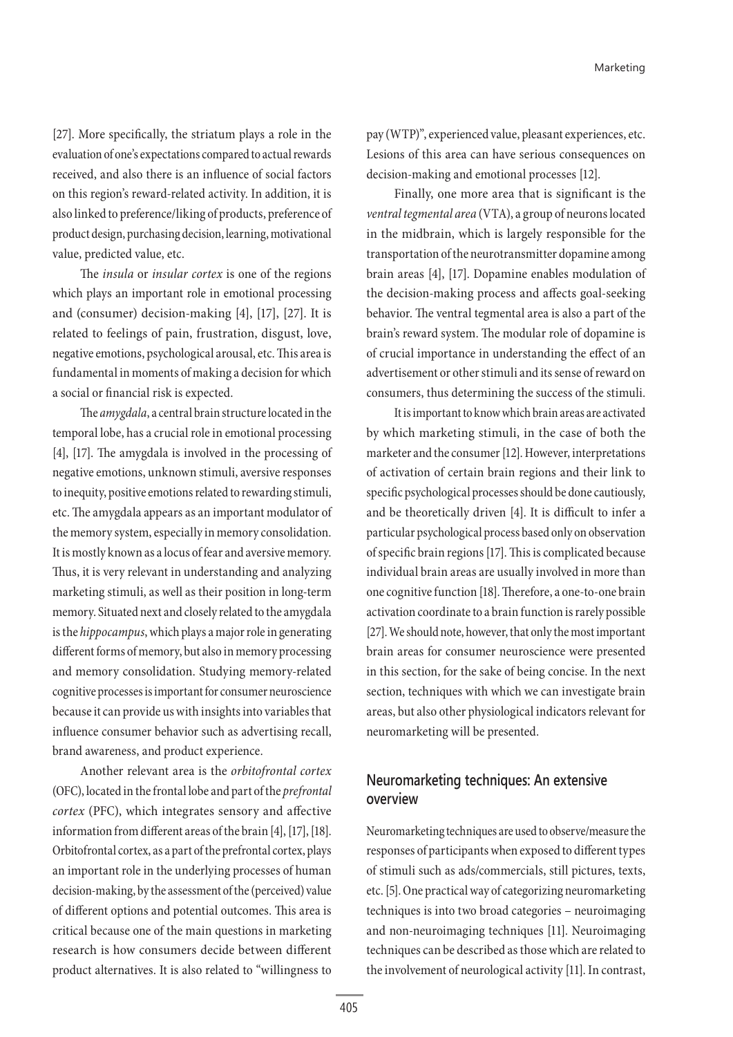[27]. More specifically, the striatum plays a role in the evaluation of one's expectations compared to actual rewards received, and also there is an influence of social factors on this region's reward-related activity. In addition, it is also linked to preference/liking of products, preference of product design, purchasing decision, learning, motivational value, predicted value, etc.

The *insula* or *insular cortex* is one of the regions which plays an important role in emotional processing and (consumer) decision-making [4], [17], [27]. It is related to feelings of pain, frustration, disgust, love, negative emotions, psychological arousal, etc. This area is fundamental in moments of making a decision for which a social or financial risk is expected.

The *amygdala*, a central brain structure located in the temporal lobe, has a crucial role in emotional processing [4], [17]. The amygdala is involved in the processing of negative emotions, unknown stimuli, aversive responses to inequity, positive emotions related to rewarding stimuli, etc. The amygdala appears as an important modulator of the memory system, especially in memory consolidation. It is mostly known as a locus of fear and aversive memory. Thus, it is very relevant in understanding and analyzing marketing stimuli, as well as their position in long-term memory. Situated next and closely related to the amygdala is the *hippocampus*, which plays a major role in generating different forms of memory, but also in memory processing and memory consolidation. Studying memory-related cognitive processes is important for consumer neuroscience because it can provide us with insights into variables that influence consumer behavior such as advertising recall, brand awareness, and product experience.

Another relevant area is the *orbitofrontal cortex* (OFC), located in the frontal lobe and part of the *prefrontal cortex* (PFC), which integrates sensory and affective information from different areas of the brain [4], [17], [18]. Orbitofrontal cortex, as a part of the prefrontal cortex, plays an important role in the underlying processes of human decision-making, by the assessment of the (perceived) value of different options and potential outcomes. This area is critical because one of the main questions in marketing research is how consumers decide between different product alternatives. It is also related to "willingness to pay (WTP)", experienced value, pleasant experiences, etc. Lesions of this area can have serious consequences on decision-making and emotional processes [12].

Finally, one more area that is significant is the *ventral tegmental area* (VTA), a group of neurons located in the midbrain, which is largely responsible for the transportation of the neurotransmitter dopamine among brain areas [4], [17]. Dopamine enables modulation of the decision-making process and affects goal-seeking behavior. The ventral tegmental area is also a part of the brain's reward system. The modular role of dopamine is of crucial importance in understanding the effect of an advertisement or other stimuli and its sense of reward on consumers, thus determining the success of the stimuli.

It is important to know which brain areas are activated by which marketing stimuli, in the case of both the marketer and the consumer [12]. However, interpretations of activation of certain brain regions and their link to specific psychological processes should be done cautiously, and be theoretically driven [4]. It is difficult to infer a particular psychological process based only on observation of specific brain regions [17]. This is complicated because individual brain areas are usually involved in more than one cognitive function [18]. Therefore, a one-to-one brain activation coordinate to a brain function is rarely possible [27]. We should note, however, that only the most important brain areas for consumer neuroscience were presented in this section, for the sake of being concise. In the next section, techniques with which we can investigate brain areas, but also other physiological indicators relevant for neuromarketing will be presented.

## Neuromarketing techniques: An extensive overview

Neuromarketing techniques are used to observe/measure the responses of participants when exposed to different types of stimuli such as ads/commercials, still pictures, texts, etc. [5]. One practical way of categorizing neuromarketing techniques is into two broad categories – neuroimaging and non-neuroimaging techniques [11]. Neuroimaging techniques can be described as those which are related to the involvement of neurological activity [11]. In contrast,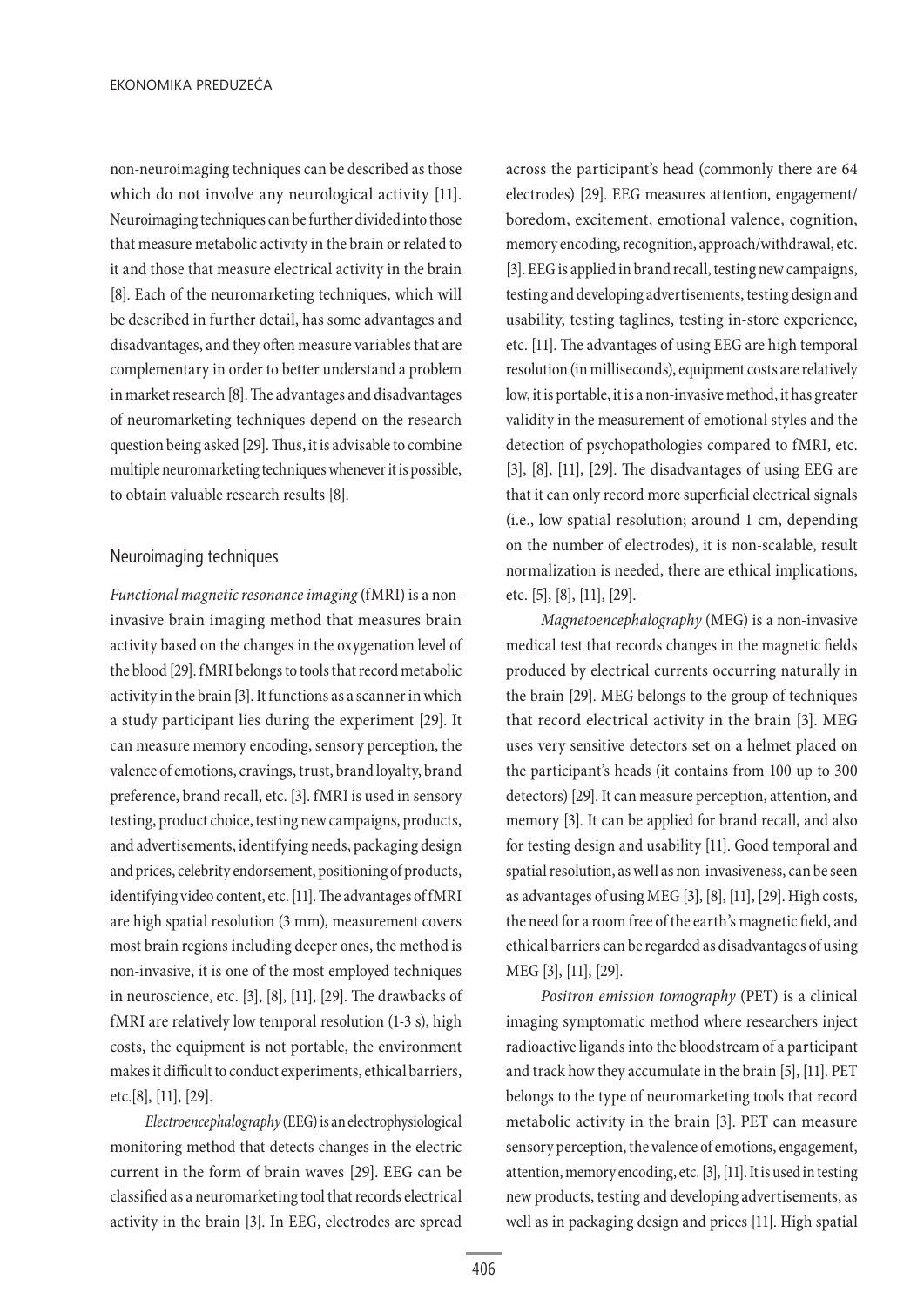non-neuroimaging techniques can be described as those which do not involve any neurological activity [11]. Neuroimaging techniques can be further divided into those that measure metabolic activity in the brain or related to it and those that measure electrical activity in the brain [8]. Each of the neuromarketing techniques, which will be described in further detail, has some advantages and disadvantages, and they often measure variables that are complementary in order to better understand a problem in market research [8]. The advantages and disadvantages of neuromarketing techniques depend on the research question being asked [29]. Thus, it is advisable to combine multiple neuromarketing techniques whenever it is possible, to obtain valuable research results [8].

## Neuroimaging techniques

*Functional magnetic resonance imaging* (fMRI) is a non-invasive brain imaging method that measures brain activity based on the changes in the oxygenation level of the blood [29]. fMRI belongs to tools that record metabolic activity in the brain [3]. It functions as a scanner in which a study participant lies during the experiment [29]. It can measure memory encoding, sensory perception, the valence of emotions, cravings, trust, brand loyalty, brand preference, brand recall, etc. [3]. fMRI is used in sensory testing, product choice, testing new campaigns, products, and advertisements, identifying needs, packaging design and prices, celebrity endorsement, positioning of products, identifying video content, etc. [11]. The advantages of fMRI are high spatial resolution (3 mm), measurement covers most brain regions including deeper ones, the method is non-invasive, it is one of the most employed techniques in neuroscience, etc. [3], [8], [11], [29]. The drawbacks of fMRI are relatively low temporal resolution (1-3 s), high costs, the equipment is not portable, the environment makes it difficult to conduct experiments, ethical barriers, etc.[8], [11], [29].

*Electroencephalography* (EEG) is an electrophysiological monitoring method that detects changes in the electric current in the form of brain waves [29]. EEG can be classified as a neuromarketing tool that records electrical activity in the brain [3]. In EEG, electrodes are spread across the participant's head (commonly there are 64 electrodes) [29]. EEG measures attention, engagement/boredom, excitement, emotional valence, cognition, memory encoding, recognition, approach/withdrawal, etc. [3]. EEG is applied in brand recall, testing new campaigns, testing and developing advertisements, testing design and usability, testing taglines, testing in-store experience, etc. [11]. The advantages of using EEG are high temporal resolution (in milliseconds), equipment costs are relatively low, it is portable, it is a non-invasive method, it has greater validity in the measurement of emotional styles and the detection of psychopathologies compared to fMRI, etc. [3], [8], [11], [29]. The disadvantages of using EEG are that it can only record more superficial electrical signals (i.e., low spatial resolution; around 1 cm, depending on the number of electrodes), it is non-scalable, result normalization is needed, there are ethical implications, etc. [5], [8], [11], [29].

*Magnetoencephalography* (MEG) is a non-invasive medical test that records changes in the magnetic fields produced by electrical currents occurring naturally in the brain [29]. MEG belongs to the group of techniques that record electrical activity in the brain [3]. MEG uses very sensitive detectors set on a helmet placed on the participant's heads (it contains from 100 up to 300 detectors) [29]. It can measure perception, attention, and memory [3]. It can be applied for brand recall, and also for testing design and usability [11]. Good temporal and spatial resolution, as well as non-invasiveness, can be seen as advantages of using MEG [3], [8], [11], [29]. High costs, the need for a room free of the earth's magnetic field, and ethical barriers can be regarded as disadvantages of using MEG [3], [11], [29].

*Positron emission tomography* (PET) is a clinical imaging symptomatic method where researchers inject radioactive ligands into the bloodstream of a participant and track how they accumulate in the brain [5], [11]. PET belongs to the type of neuromarketing tools that record metabolic activity in the brain [3]. PET can measure sensory perception, the valence of emotions, engagement, attention, memory encoding, etc. [3], [11]. It is used in testing new products, testing and developing advertisements, as well as in packaging design and prices [11]. High spatial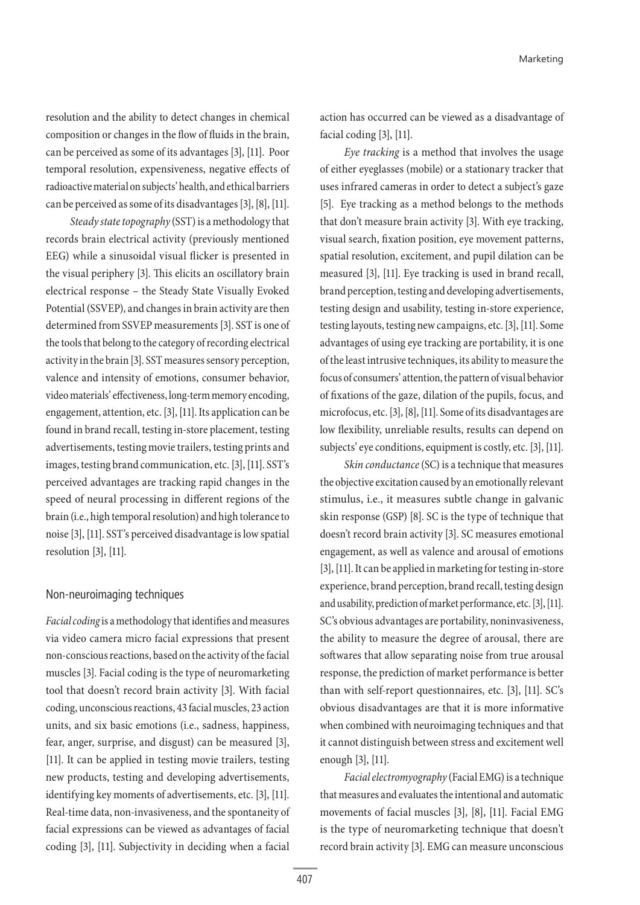resolution and the ability to detect changes in chemical composition or changes in the flow of fluids in the brain, can be perceived as some of its advantages [3], [11]. Poor temporal resolution, expensiveness, negative effects of radioactive material on subjects' health, and ethical barriers can be perceived as some of its disadvantages [3], [8], [11].

*Steady state topography* (SST) is a methodology that records brain electrical activity (previously mentioned EEG) while a sinusoidal visual flicker is presented in the visual periphery [3]. This elicits an oscillatory brain electrical response – the Steady State Visually Evoked Potential (SSVEP), and changes in brain activity are then determined from SSVEP measurements [3]. SST is one of the tools that belong to the category of recording electrical activity in the brain [3]. SST measures sensory perception, valence and intensity of emotions, consumer behavior, video materials' effectiveness, long-term memory encoding, engagement, attention, etc. [3], [11]. Its application can be found in brand recall, testing in-store placement, testing advertisements, testing movie trailers, testing prints and images, testing brand communication, etc. [3], [11]. SST's perceived advantages are tracking rapid changes in the speed of neural processing in different regions of the brain (i.e., high temporal resolution) and high tolerance to noise [3], [11]. SST's perceived disadvantage is low spatial resolution [3], [11].

### Non-neuroimaging techniques

*Facial coding* is a methodology that identifies and measures via video camera micro facial expressions that present non-conscious reactions, based on the activity of the facial muscles [3]. Facial coding is the type of neuromarketing tool that doesn't record brain activity [3]. With facial coding, unconscious reactions, 43 facial muscles, 23 action units, and six basic emotions (i.e., sadness, happiness, fear, anger, surprise, and disgust) can be measured [3], [11]. It can be applied in testing movie trailers, testing new products, testing and developing advertisements, identifying key moments of advertisements, etc. [3], [11]. Real-time data, non-invasiveness, and the spontaneity of facial expressions can be viewed as advantages of facial coding [3], [11]. Subjectivity in deciding when a facial action has occurred can be viewed as a disadvantage of facial coding [3], [11].

*Eye tracking* is a method that involves the usage of either eyeglasses (mobile) or a stationary tracker that uses infrared cameras in order to detect a subject's gaze [5]. Eye tracking as a method belongs to the methods that don't measure brain activity [3]. With eye tracking, visual search, fixation position, eye movement patterns, spatial resolution, excitement, and pupil dilation can be measured [3], [11]. Eye tracking is used in brand recall, brand perception, testing and developing advertisements, testing design and usability, testing in-store experience, testing layouts, testing new campaigns, etc. [3], [11]. Some advantages of using eye tracking are portability, it is one of the least intrusive techniques, its ability to measure the focus of consumers' attention, the pattern of visual behavior of fixations of the gaze, dilation of the pupils, focus, and microfocus, etc. [3], [8], [11]. Some of its disadvantages are low flexibility, unreliable results, results can depend on subjects' eye conditions, equipment is costly, etc. [3], [11].

*Skin conductance* (SC) is a technique that measures the objective excitation caused by an emotionally relevant stimulus, i.e., it measures subtle change in galvanic skin response (GSP) [8]. SC is the type of technique that doesn't record brain activity [3]. SC measures emotional engagement, as well as valence and arousal of emotions [3], [11]. It can be applied in marketing for testing in-store experience, brand perception, brand recall, testing design and usability, prediction of market performance, etc. [3], [11]. SC's obvious advantages are portability, noninvasiveness, the ability to measure the degree of arousal, there are softwares that allow separating noise from true arousal response, the prediction of market performance is better than with self-report questionnaires, etc. [3], [11]. SC's obvious disadvantages are that it is more informative when combined with neuroimaging techniques and that it cannot distinguish between stress and excitement well enough [3], [11].

*Facial electromyography* (Facial EMG) is a technique that measures and evaluates the intentional and automatic movements of facial muscles [3], [8], [11]. Facial EMG is the type of neuromarketing technique that doesn't record brain activity [3]. EMG can measure unconscious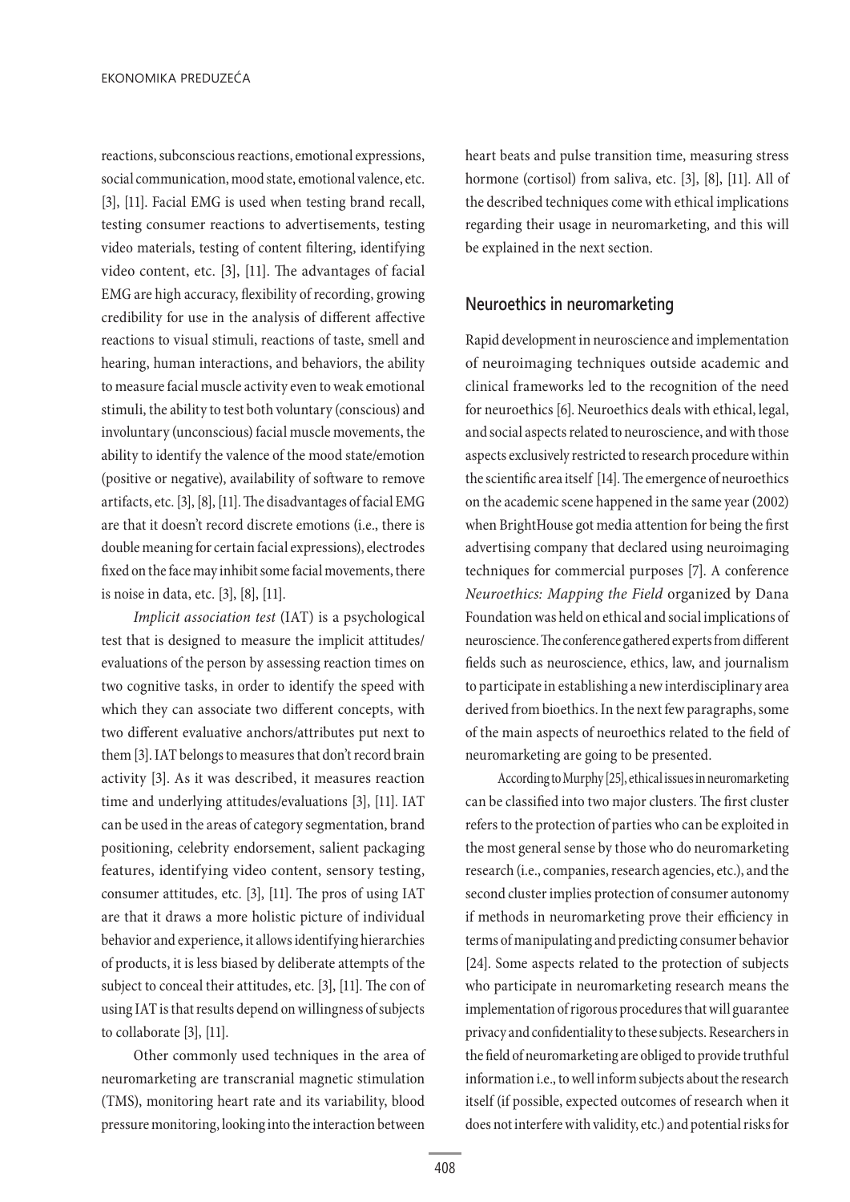reactions, subconscious reactions, emotional expressions, social communication, mood state, emotional valence, etc. [3], [11]. Facial EMG is used when testing brand recall, testing consumer reactions to advertisements, testing video materials, testing of content filtering, identifying video content, etc. [3], [11]. The advantages of facial EMG are high accuracy, flexibility of recording, growing credibility for use in the analysis of different affective reactions to visual stimuli, reactions of taste, smell and hearing, human interactions, and behaviors, the ability to measure facial muscle activity even to weak emotional stimuli, the ability to test both voluntary (conscious) and involuntary (unconscious) facial muscle movements, the ability to identify the valence of the mood state/emotion (positive or negative), availability of software to remove artifacts, etc. [3], [8], [11]. The disadvantages of facial EMG are that it doesn't record discrete emotions (i.e., there is double meaning for certain facial expressions), electrodes fixed on the face may inhibit some facial movements, there is noise in data, etc. [3], [8], [11].

*Implicit association test* (IAT) is a psychological test that is designed to measure the implicit attitudes/evaluations of the person by assessing reaction times on two cognitive tasks, in order to identify the speed with which they can associate two different concepts, with two different evaluative anchors/attributes put next to them [3]. IAT belongs to measures that don't record brain activity [3]. As it was described, it measures reaction time and underlying attitudes/evaluations [3], [11]. IAT can be used in the areas of category segmentation, brand positioning, celebrity endorsement, salient packaging features, identifying video content, sensory testing, consumer attitudes, etc. [3], [11]. The pros of using IAT are that it draws a more holistic picture of individual behavior and experience, it allows identifying hierarchies of products, it is less biased by deliberate attempts of the subject to conceal their attitudes, etc. [3], [11]. The con of using IAT is that results depend on willingness of subjects to collaborate [3], [11].

Other commonly used techniques in the area of neuromarketing are transcranial magnetic stimulation (TMS), monitoring heart rate and its variability, blood pressure monitoring, looking into the interaction between heart beats and pulse transition time, measuring stress hormone (cortisol) from saliva, etc. [3], [8], [11]. All of the described techniques come with ethical implications regarding their usage in neuromarketing, and this will be explained in the next section.

## Neuroethics in neuromarketing

Rapid development in neuroscience and implementation of neuroimaging techniques outside academic and clinical frameworks led to the recognition of the need for neuroethics [6]. Neuroethics deals with ethical, legal, and social aspects related to neuroscience, and with those aspects exclusively restricted to research procedure within the scientific area itself [14]. The emergence of neuroethics on the academic scene happened in the same year (2002) when BrightHouse got media attention for being the first advertising company that declared using neuroimaging techniques for commercial purposes [7]. A conference *Neuroethics: Mapping the Field* organized by Dana Foundation was held on ethical and social implications of neuroscience. The conference gathered experts from different fields such as neuroscience, ethics, law, and journalism to participate in establishing a new interdisciplinary area derived from bioethics. In the next few paragraphs, some of the main aspects of neuroethics related to the field of neuromarketing are going to be presented.

According to Murphy [25], ethical issues in neuromarketing can be classified into two major clusters. The first cluster refers to the protection of parties who can be exploited in the most general sense by those who do neuromarketing research (i.e., companies, research agencies, etc.), and the second cluster implies protection of consumer autonomy if methods in neuromarketing prove their efficiency in terms of manipulating and predicting consumer behavior [24]. Some aspects related to the protection of subjects who participate in neuromarketing research means the implementation of rigorous procedures that will guarantee privacy and confidentiality to these subjects. Researchers in the field of neuromarketing are obliged to provide truthful information i.e., to well inform subjects about the research itself (if possible, expected outcomes of research when it does not interfere with validity, etc.) and potential risks for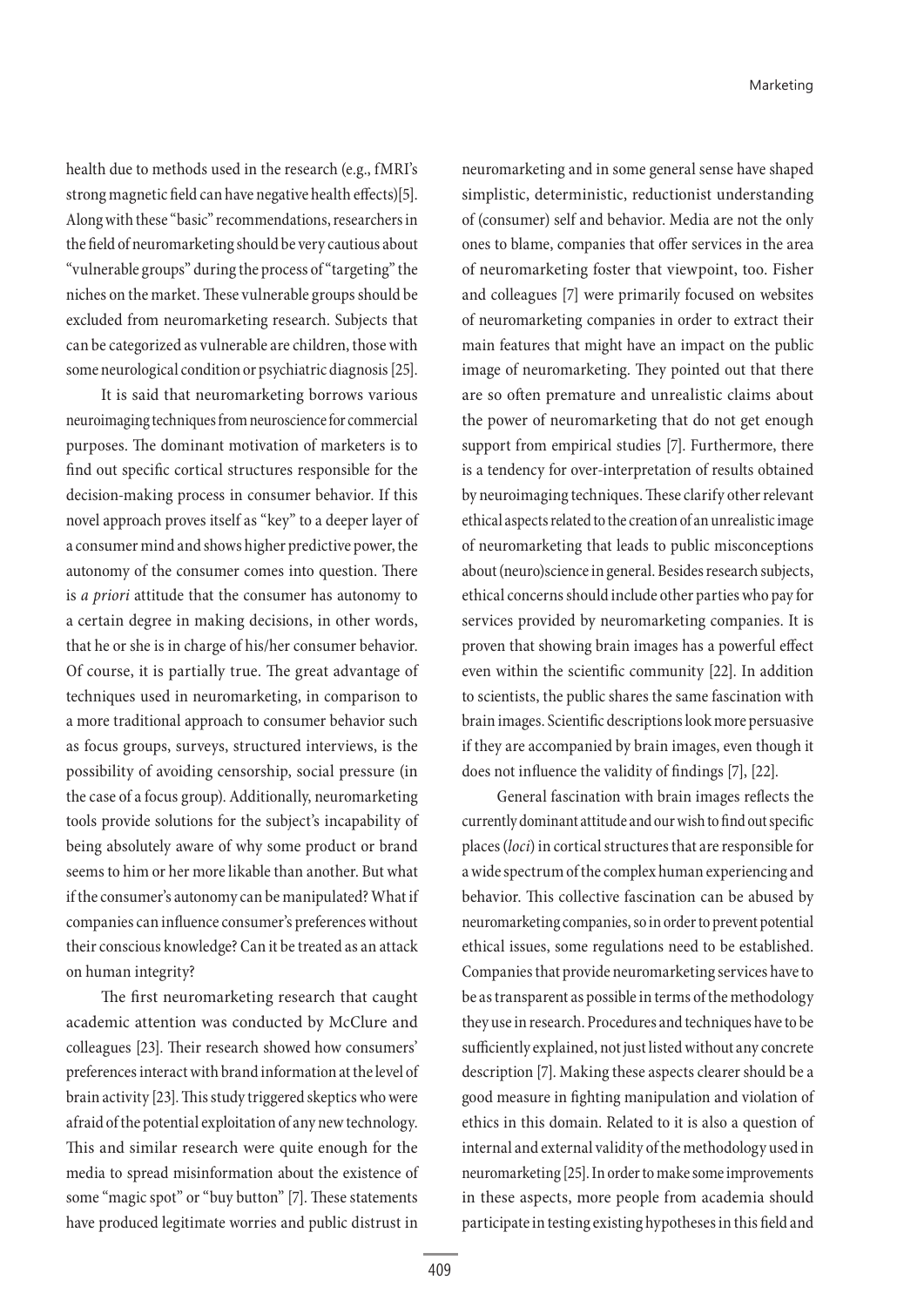health due to methods used in the research (e.g., fMRI's strong magnetic field can have negative health effects)[5]. Along with these "basic" recommendations, researchers in the field of neuromarketing should be very cautious about "vulnerable groups" during the process of "targeting" the niches on the market. These vulnerable groups should be excluded from neuromarketing research. Subjects that can be categorized as vulnerable are children, those with some neurological condition or psychiatric diagnosis [25].

It is said that neuromarketing borrows various neuroimaging techniques from neuroscience for commercial purposes. The dominant motivation of marketers is to find out specific cortical structures responsible for the decision-making process in consumer behavior. If this novel approach proves itself as "key" to a deeper layer of a consumer mind and shows higher predictive power, the autonomy of the consumer comes into question. There is *a priori* attitude that the consumer has autonomy to a certain degree in making decisions, in other words, that he or she is in charge of his/her consumer behavior. Of course, it is partially true. The great advantage of techniques used in neuromarketing, in comparison to a more traditional approach to consumer behavior such as focus groups, surveys, structured interviews, is the possibility of avoiding censorship, social pressure (in the case of a focus group). Additionally, neuromarketing tools provide solutions for the subject's incapability of being absolutely aware of why some product or brand seems to him or her more likable than another. But what if the consumer's autonomy can be manipulated? What if companies can influence consumer's preferences without their conscious knowledge? Can it be treated as an attack on human integrity?

The first neuromarketing research that caught academic attention was conducted by McClure and colleagues [23]. Their research showed how consumers' preferences interact with brand information at the level of brain activity [23]. This study triggered skeptics who were afraid of the potential exploitation of any new technology. This and similar research were quite enough for the media to spread misinformation about the existence of some "magic spot" or "buy button" [7]. These statements have produced legitimate worries and public distrust in neuromarketing and in some general sense have shaped simplistic, deterministic, reductionist understanding of (consumer) self and behavior. Media are not the only ones to blame, companies that offer services in the area of neuromarketing foster that viewpoint, too. Fisher and colleagues [7] were primarily focused on websites of neuromarketing companies in order to extract their main features that might have an impact on the public image of neuromarketing. They pointed out that there are so often premature and unrealistic claims about the power of neuromarketing that do not get enough support from empirical studies [7]. Furthermore, there is a tendency for over-interpretation of results obtained by neuroimaging techniques. These clarify other relevant ethical aspects related to the creation of an unrealistic image of neuromarketing that leads to public misconceptions about (neuro)science in general. Besides research subjects, ethical concerns should include other parties who pay for services provided by neuromarketing companies. It is proven that showing brain images has a powerful effect even within the scientific community [22]. In addition to scientists, the public shares the same fascination with brain images. Scientific descriptions look more persuasive if they are accompanied by brain images, even though it does not influence the validity of findings [7], [22].

General fascination with brain images reflects the currently dominant attitude and our wish to find out specific places (*loci*) in cortical structures that are responsible for a wide spectrum of the complex human experiencing and behavior. This collective fascination can be abused by neuromarketing companies, so in order to prevent potential ethical issues, some regulations need to be established. Companies that provide neuromarketing services have to be as transparent as possible in terms of the methodology they use in research. Procedures and techniques have to be sufficiently explained, not just listed without any concrete description [7]. Making these aspects clearer should be a good measure in fighting manipulation and violation of ethics in this domain. Related to it is also a question of internal and external validity of the methodology used in neuromarketing [25]. In order to make some improvements in these aspects, more people from academia should participate in testing existing hypotheses in this field and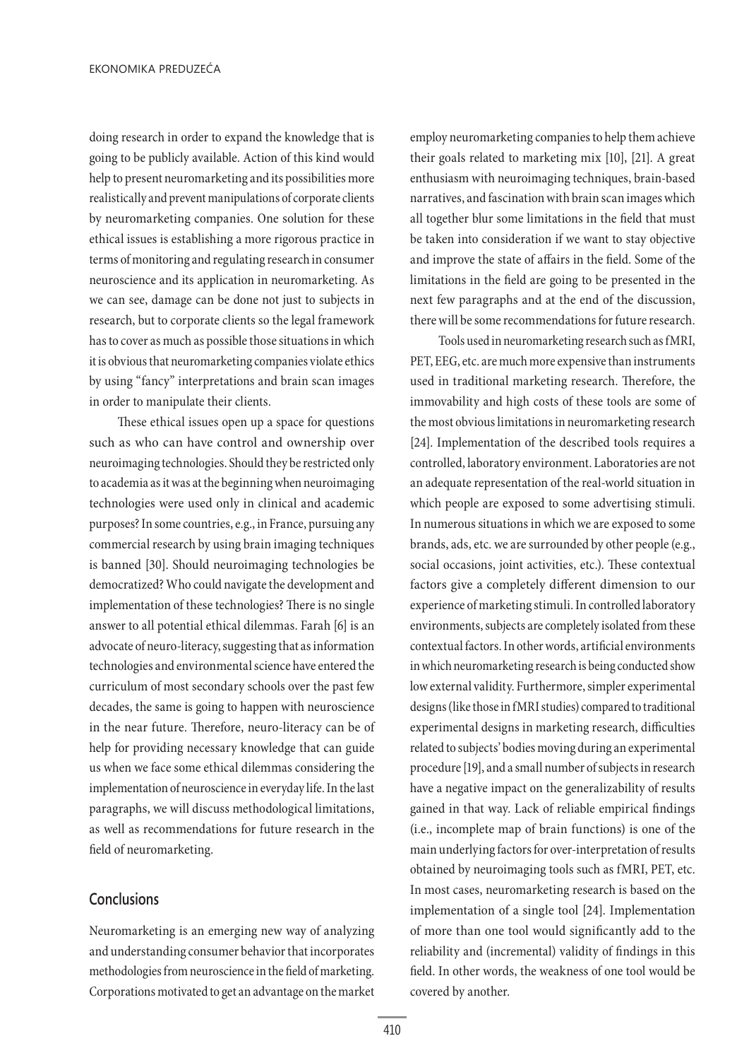doing research in order to expand the knowledge that is going to be publicly available. Action of this kind would help to present neuromarketing and its possibilities more realistically and prevent manipulations of corporate clients by neuromarketing companies. One solution for these ethical issues is establishing a more rigorous practice in terms of monitoring and regulating research in consumer neuroscience and its application in neuromarketing. As we can see, damage can be done not just to subjects in research, but to corporate clients so the legal framework has to cover as much as possible those situations in which it is obvious that neuromarketing companies violate ethics by using "fancy" interpretations and brain scan images in order to manipulate their clients.

These ethical issues open up a space for questions such as who can have control and ownership over neuroimaging technologies. Should they be restricted only to academia as it was at the beginning when neuroimaging technologies were used only in clinical and academic purposes? In some countries, e.g., in France, pursuing any commercial research by using brain imaging techniques is banned [30]. Should neuroimaging technologies be democratized? Who could navigate the development and implementation of these technologies? There is no single answer to all potential ethical dilemmas. Farah [6] is an advocate of neuro-literacy, suggesting that as information technologies and environmental science have entered the curriculum of most secondary schools over the past few decades, the same is going to happen with neuroscience in the near future. Therefore, neuro-literacy can be of help for providing necessary knowledge that can guide us when we face some ethical dilemmas considering the implementation of neuroscience in everyday life. In the last paragraphs, we will discuss methodological limitations, as well as recommendations for future research in the field of neuromarketing.

## Conclusions

Neuromarketing is an emerging new way of analyzing and understanding consumer behavior that incorporates methodologies from neuroscience in the field of marketing. Corporations motivated to get an advantage on the market employ neuromarketing companies to help them achieve their goals related to marketing mix [10], [21]. A great enthusiasm with neuroimaging techniques, brain-based narratives, and fascination with brain scan images which all together blur some limitations in the field that must be taken into consideration if we want to stay objective and improve the state of affairs in the field. Some of the limitations in the field are going to be presented in the next few paragraphs and at the end of the discussion, there will be some recommendations for future research.

Tools used in neuromarketing research such as fMRI, PET, EEG, etc. are much more expensive than instruments used in traditional marketing research. Therefore, the immovability and high costs of these tools are some of the most obvious limitations in neuromarketing research [24]. Implementation of the described tools requires a controlled, laboratory environment. Laboratories are not an adequate representation of the real-world situation in which people are exposed to some advertising stimuli. In numerous situations in which we are exposed to some brands, ads, etc. we are surrounded by other people (e.g., social occasions, joint activities, etc.). These contextual factors give a completely different dimension to our experience of marketing stimuli. In controlled laboratory environments, subjects are completely isolated from these contextual factors. In other words, artificial environments in which neuromarketing research is being conducted show low external validity. Furthermore, simpler experimental designs (like those in fMRI studies) compared to traditional experimental designs in marketing research, difficulties related to subjects' bodies moving during an experimental procedure [19], and a small number of subjects in research have a negative impact on the generalizability of results gained in that way. Lack of reliable empirical findings (i.e., incomplete map of brain functions) is one of the main underlying factors for over-interpretation of results obtained by neuroimaging tools such as fMRI, PET, etc. In most cases, neuromarketing research is based on the implementation of a single tool [24]. Implementation of more than one tool would significantly add to the reliability and (incremental) validity of findings in this field. In other words, the weakness of one tool would be covered by another.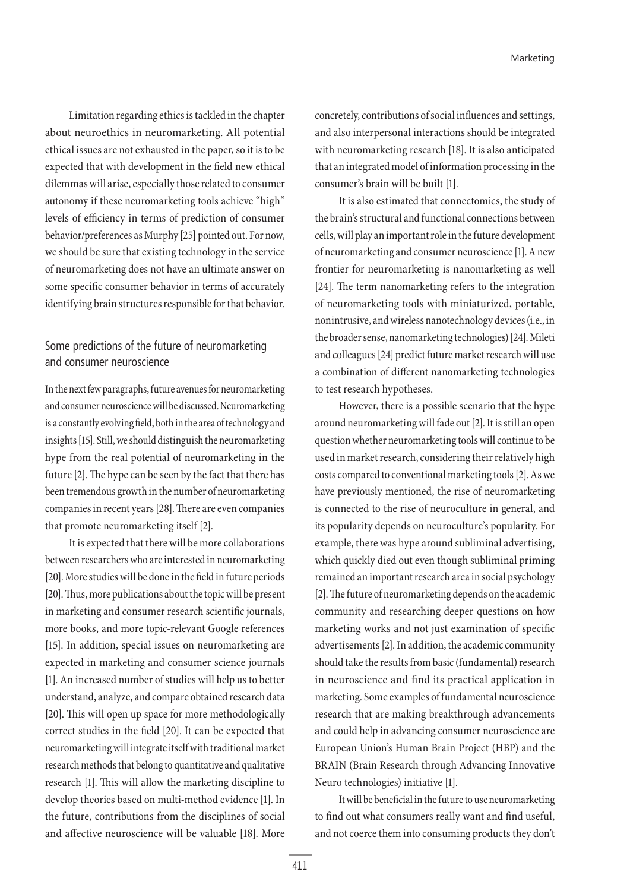Limitation regarding ethics is tackled in the chapter about neuroethics in neuromarketing. All potential ethical issues are not exhausted in the paper, so it is to be expected that with development in the field new ethical dilemmas will arise, especially those related to consumer autonomy if these neuromarketing tools achieve "high" levels of efficiency in terms of prediction of consumer behavior/preferences as Murphy [25] pointed out. For now, we should be sure that existing technology in the service of neuromarketing does not have an ultimate answer on some specific consumer behavior in terms of accurately identifying brain structures responsible for that behavior.

## Some predictions of the future of neuromarketing and consumer neuroscience

In the next few paragraphs, future avenues for neuromarketing and consumer neuroscience will be discussed. Neuromarketing is a constantly evolving field, both in the area of technology and insights [15]. Still, we should distinguish the neuromarketing hype from the real potential of neuromarketing in the future [2]. The hype can be seen by the fact that there has been tremendous growth in the number of neuromarketing companies in recent years [28]. There are even companies that promote neuromarketing itself [2].

It is expected that there will be more collaborations between researchers who are interested in neuromarketing [20]. More studies will be done in the field in future periods [20]. Thus, more publications about the topic will be present in marketing and consumer research scientific journals, more books, and more topic-relevant Google references [15]. In addition, special issues on neuromarketing are expected in marketing and consumer science journals [1]. An increased number of studies will help us to better understand, analyze, and compare obtained research data [20]. This will open up space for more methodologically correct studies in the field [20]. It can be expected that neuromarketing will integrate itself with traditional market research methods that belong to quantitative and qualitative research [1]. This will allow the marketing discipline to develop theories based on multi-method evidence [1]. In the future, contributions from the disciplines of social and affective neuroscience will be valuable [18]. More concretely, contributions of social influences and settings, and also interpersonal interactions should be integrated with neuromarketing research [18]. It is also anticipated that an integrated model of information processing in the consumer's brain will be built [1].

It is also estimated that connectomics, the study of the brain's structural and functional connections between cells, will play an important role in the future development of neuromarketing and consumer neuroscience [1]. A new frontier for neuromarketing is nanomarketing as well [24]. The term nanomarketing refers to the integration of neuromarketing tools with miniaturized, portable, nonintrusive, and wireless nanotechnology devices (i.e., in the broader sense, nanomarketing technologies) [24]. Mileti and colleagues [24] predict future market research will use a combination of different nanomarketing technologies to test research hypotheses.

However, there is a possible scenario that the hype around neuromarketing will fade out [2]. It is still an open question whether neuromarketing tools will continue to be used in market research, considering their relatively high costs compared to conventional marketing tools [2]. As we have previously mentioned, the rise of neuromarketing is connected to the rise of neuroculture in general, and its popularity depends on neuroculture's popularity. For example, there was hype around subliminal advertising, which quickly died out even though subliminal priming remained an important research area in social psychology [2]. The future of neuromarketing depends on the academic community and researching deeper questions on how marketing works and not just examination of specific advertisements [2]. In addition, the academic community should take the results from basic (fundamental) research in neuroscience and find its practical application in marketing. Some examples of fundamental neuroscience research that are making breakthrough advancements and could help in advancing consumer neuroscience are European Union's Human Brain Project (HBP) and the BRAIN (Brain Research through Advancing Innovative Neuro technologies) initiative [1].

It will be beneficial in the future to use neuromarketing to find out what consumers really want and find useful, and not coerce them into consuming products they don't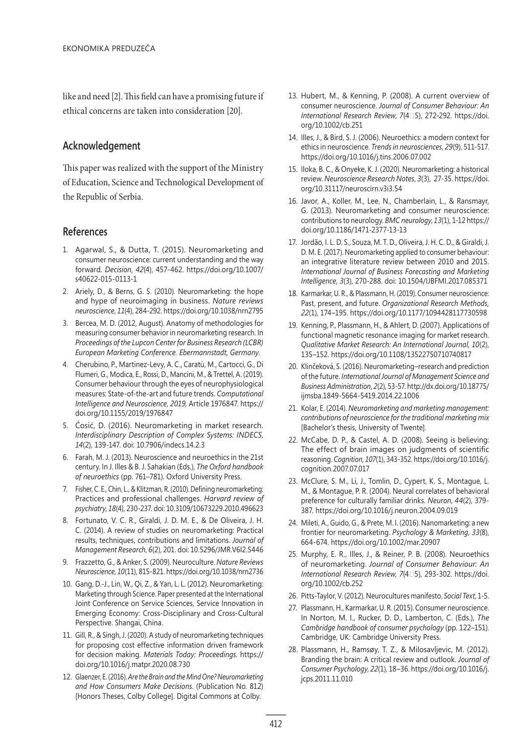like and need [2]. This field can have a promising future if ethical concerns are taken into consideration [20].

## Acknowledgement

This paper was realized with the support of the Ministry of Education, Science and Technological Development of the Republic of Serbia.

## References

1. Agarwal, S., & Dutta, T. (2015). Neuromarketing and consumer neuroscience: current understanding and the way forward. *Decision*, *42*(4), 457-462. https://doi.org/10.1007/s40622-015-0113-1
2. Ariely, D., & Berns, G. S. (2010). Neuromarketing: the hope and hype of neuroimaging in business. *Nature reviews neuroscience*, *11*(4), 284-292. https://doi.org/10.1038/nrn2795
3. Bercea, M. D. (2012, August). Anatomy of methodologies for measuring consumer behavior in neuromarketing research. In *Proceedings of the Lupcon Center for Business Research (LCBR) European Marketing Conference. Ebermannstadt, Germany.*
4. Cherubino, P., Martinez-Levy, A. C., Caratù, M., Cartocci, G., Di Flumeri, G., Modica, E., Rossi, D., Mancini, M., & Trettel, A. (2019). Consumer behaviour through the eyes of neurophysiological measures: State-of-the-art and future trends. *Computational Intelligence and Neuroscience, 2019,* Article 1976847. https://doi.org/10.1155/2019/1976847
5. Ćosić, D. (2016). Neuromarketing in market research. *Interdisciplinary Description of Complex Systems: INDECS*, *14*(2), 139-147. doi: 10.7906/indecs.14.2.3
6. Farah, M. J. (2013). Neuroscience and neuroethics in the 21st century. In J. Illes & B. J. Sahakian (Eds.), *The Oxford handbook of neuroethics* (pp. 761–781). Oxford University Press.
7. Fisher, C. E., Chin, L., & Klitzman, R. (2010). Defining neuromarketing: Practices and professional challenges. *Harvard review of psychiatry*, *18*(4), 230-237. doi: 10.3109/10673229.2010.496623
8. Fortunato, V. C. R., Giraldi, J. D. M. E., & De Oliveira, J. H. C. (2014). A review of studies on neuromarketing: Practical results, techniques, contributions and limitations. *Journal of Management Research*, *6*(2), 201. doi: 10.5296/JMR.V6I2.5446
9. Frazzetto, G., & Anker, S. (2009). Neuroculture. *Nature Reviews Neuroscience*, *10*(11), 815-821. https://doi.org/10.1038/nrn2736
10. Gang, D.-J., Lin, W., Qi, Z., & Yan, L. L. (2012). Neuromarketing: Marketing through Science. Paper presented at the International Joint Conference on Service Sciences, Service Innovation in Emerging Economy: Cross-Disciplinary and Cross-Cultural Perspective. Shangai, China.
11. Gill, R., & Singh, J. (2020). A study of neuromarketing techniques for proposing cost effective information driven framework for decision making. *Materials Today: Proceedings*. https://doi.org/10.1016/j.matpr.2020.08.730
12. Glaenzer, E. (2016). *Are the Brain and the Mind One? Neuromarketing and How Consumers Make Decisions*. (Publication No. 812) [Honors Theses, Colby College]. Digital Commons at Colby.
13. Hubert, M., & Kenning, P. (2008). A current overview of consumer neuroscience. *Journal of Consumer Behaviour: An International Research Review*, *7*(4‐5), 272-292. https://doi.org/10.1002/cb.251
14. Illes, J., & Bird, S. J. (2006). Neuroethics: a modern context for ethics in neuroscience. *Trends in neurosciences*, *29*(9), 511-517. https://doi.org/10.1016/j.tins.2006.07.002
15. Iloka, B. C., & Onyeke, K. J. (2020). Neuromarketing: a historical review. *Neuroscience Research Notes*, *3*(3), 27-35. https://doi.org/10.31117/neuroscirn.v3i3.54
16. Javor, A., Koller, M., Lee, N., Chamberlain, L., & Ransmayr, G. (2013). Neuromarketing and consumer neuroscience: contributions to neurology. *BMC neurology*, *13*(1), 1-12 https://doi.org/10.1186/1471-2377-13-13
17. Jordão, I. L. D. S., Souza, M. T. D., Oliveira, J. H. C. D., & Giraldi, J. D. M. E. (2017). Neuromarketing applied to consumer behaviour: an integrative literature review between 2010 and 2015. *International Journal of Business Forecasting and Marketing Intelligence*, *3*(3), 270-288. doi: 10.1504/IJBFMI.2017.085371
18. Karmarkar, U. R., & Plassmann, H. (2019). Consumer neuroscience: Past, present, and future. *Organizational Research Methods*, *22*(1), 174–195. https://doi.org/10.1177/1094428117730598
19. Kenning, P., Plassmann, H., & Ahlert, D. (2007). Applications of functional magnetic resonance imaging for market research. *Qualitative Market Research: An International Journal, 10*(2), 135–152. https://doi.org/10.1108/13522750710740817
20. Klinčeková, S. (2016). Neuromarketing–research and prediction of the future. *International Journal of Management Science and Business Administration*, *2*(2), 53-57. http://dx.doi.org/10.18775/ijmsba.1849-5664-5419.2014.22.1006
21. Kolar, E. (2014). *Neuromarketing and marketing management: contributions of neuroscience for the traditional marketing mix* [Bachelor's thesis, University of Twente].
22. McCabe, D. P., & Castel, A. D. (2008). Seeing is believing: The effect of brain images on judgments of scientific reasoning. *Cognition*, *107*(1), 343-352. https://doi.org/10.1016/j.cognition.2007.07.017
23. McClure, S. M., Li, J., Tomlin, D., Cypert, K. S., Montague, L. M., & Montague, P. R. (2004). Neural correlates of behavioral preference for culturally familiar drinks. *Neuron*, *44*(2), 379-387. https://doi.org/10.1016/j.neuron.2004.09.019
24. Mileti, A., Guido, G., & Prete, M. I. (2016). Nanomarketing: a new frontier for neuromarketing. *Psychology & Marketing*, *33*(8), 664-674. https://doi.org/10.1002/mar.20907
25. Murphy, E. R., Illes, J., & Reiner, P. B. (2008). Neuroethics of neuromarketing. *Journal of Consumer Behaviour: An International Research Review*, *7*(4‐5), 293-302. https://doi.org/10.1002/cb.252
26. Pitts-Taylor, V. (2012). Neurocultures manifesto. *Social Text*, 1-5.
27. Plassmann, H., Karmarkar, U. R. (2015). Consumer neuroscience. In Norton, M. I., Rucker, D. D., Lamberton, C. (Eds.), *The Cambridge handbook of consumer psychology* (pp. 122–151). Cambridge, UK: Cambridge University Press.
28. Plassmann, H., Ramsøy, T. Z., & Milosavljevic, M. (2012). Branding the brain: A critical review and outlook. *Journal of Consumer Psychology*, *22*(1), 18–36. https://doi.org/10.1016/j.jcps.2011.11.010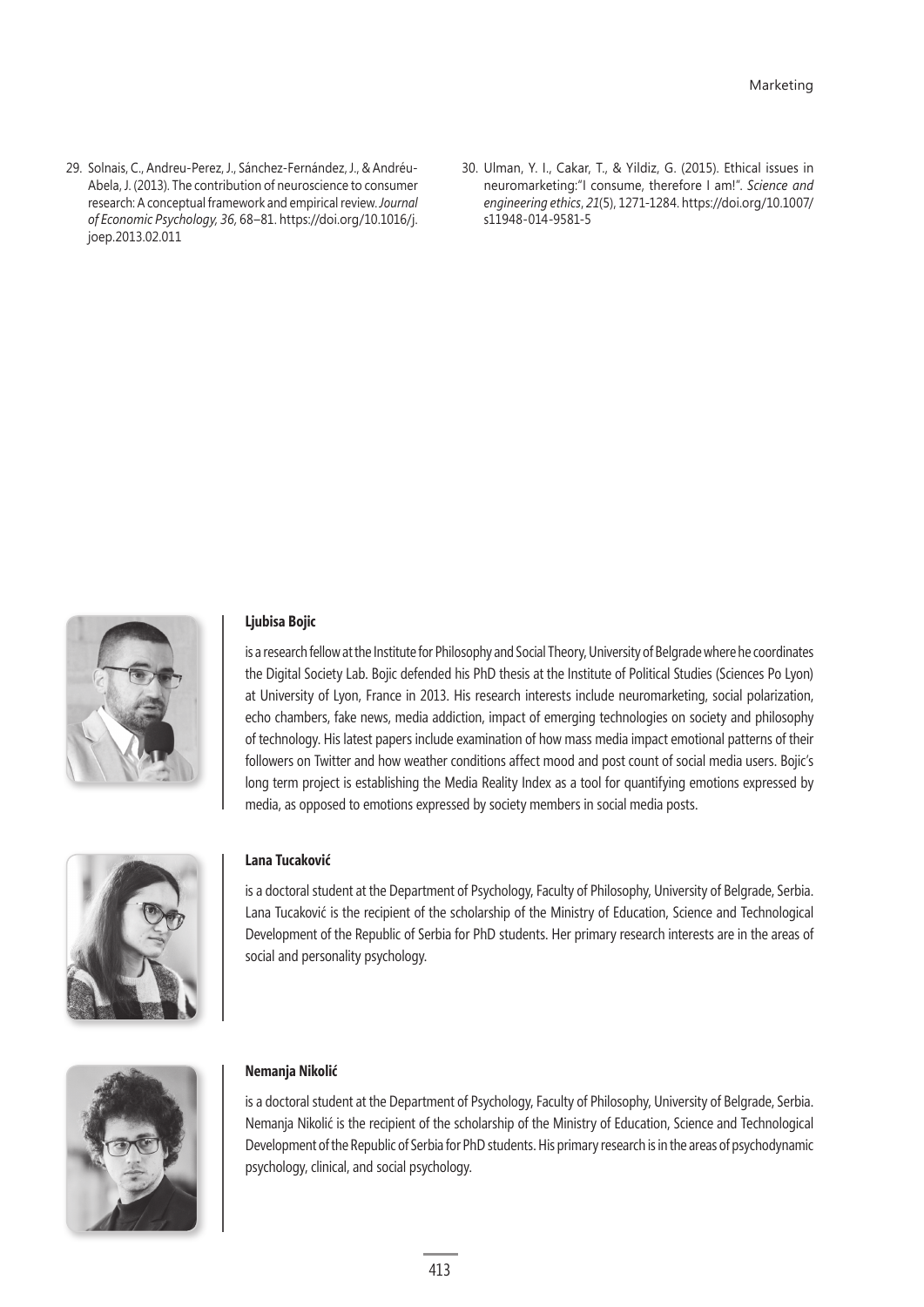29. Solnais, C., Andreu-Perez, J., Sánchez-Fernández, J., & Andréu-Abela, J. (2013). The contribution of neuroscience to consumer research: A conceptual framework and empirical review. *Journal of Economic Psychology, 36*, 68–81. https://doi.org/10.1016/j.joep.2013.02.011

30. Ulman, Y. I., Cakar, T., & Yildiz, G. (2015). Ethical issues in neuromarketing:"I consume, therefore I am!". *Science and engineering ethics*, *21*(5), 1271-1284. https://doi.org/10.1007/s11948-014-9581-5

**Ljubisa Bojic**

is a research fellow at the Institute for Philosophy and Social Theory, University of Belgrade where he coordinates the Digital Society Lab. Bojic defended his PhD thesis at the Institute of Political Studies (Sciences Po Lyon) at University of Lyon, France in 2013. His research interests include neuromarketing, social polarization, echo chambers, fake news, media addiction, impact of emerging technologies on society and philosophy of technology. His latest papers include examination of how mass media impact emotional patterns of their followers on Twitter and how weather conditions affect mood and post count of social media users. Bojic's long term project is establishing the Media Reality Index as a tool for quantifying emotions expressed by media, as opposed to emotions expressed by society members in social media posts.

**Lana Tucaković**

is a doctoral student at the Department of Psychology, Faculty of Philosophy, University of Belgrade, Serbia. Lana Tucaković is the recipient of the scholarship of the Ministry of Education, Science and Technological Development of the Republic of Serbia for PhD students. Her primary research interests are in the areas of social and personality psychology.

**Nemanja Nikolić**

is a doctoral student at the Department of Psychology, Faculty of Philosophy, University of Belgrade, Serbia. Nemanja Nikolić is the recipient of the scholarship of the Ministry of Education, Science and Technological Development of the Republic of Serbia for PhD students. His primary research is in the areas of psychodynamic psychology, clinical, and social psychology.